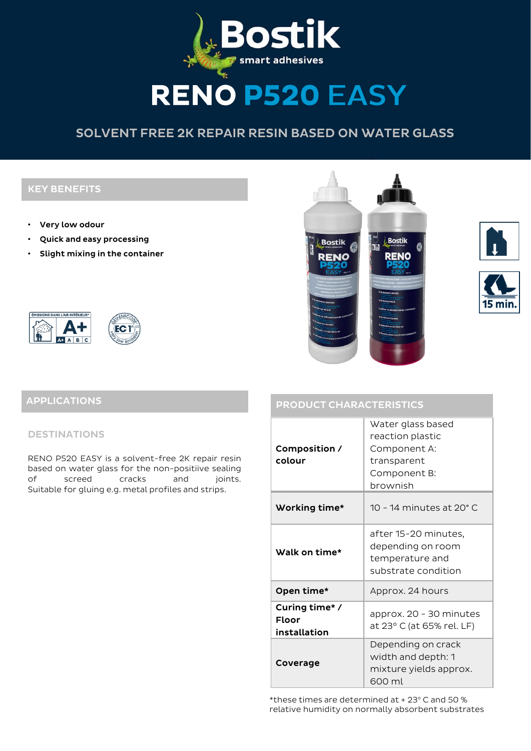# RENO P520 EASY

## SOLVENT FREE 2K REPAIR RESIN BASED ON WATER GLASS

## KEY BENEFITS

- **Very low odour**
- **Quick and easy processing**
- **Slight mixing in the container**

## APPLICATIONS

### DESTINATIONS

RENO P520 EASY is a solvent-free 2K repair resin based on water glass for the non-positiive sealing of screed cracks and joints. Suitable for gluing e.g. metal profiles and strips.

## PRODUCT CHARACTERISTICS

| | |
|---|---|
| **Composition / colour** | Water glass based reaction plastic Component A: transparent Component B: brownish |
| **Working time*** | 10 - 14 minutes at 20° C |
| **Walk on time*** | after 15-20 minutes, depending on room temperature and substrate condition |
| **Open time*** | Approx. 24 hours |
| **Curing time* / Floor installation** | approx. 20 - 30 minutes at 23° C (at 65% rel. LF) |
| **Coverage** | Depending on crack width and depth: 1 mixture yields approx. 600 ml |

*these times are determined at + 23° C and 50 % relative humidity on normally absorbent substrates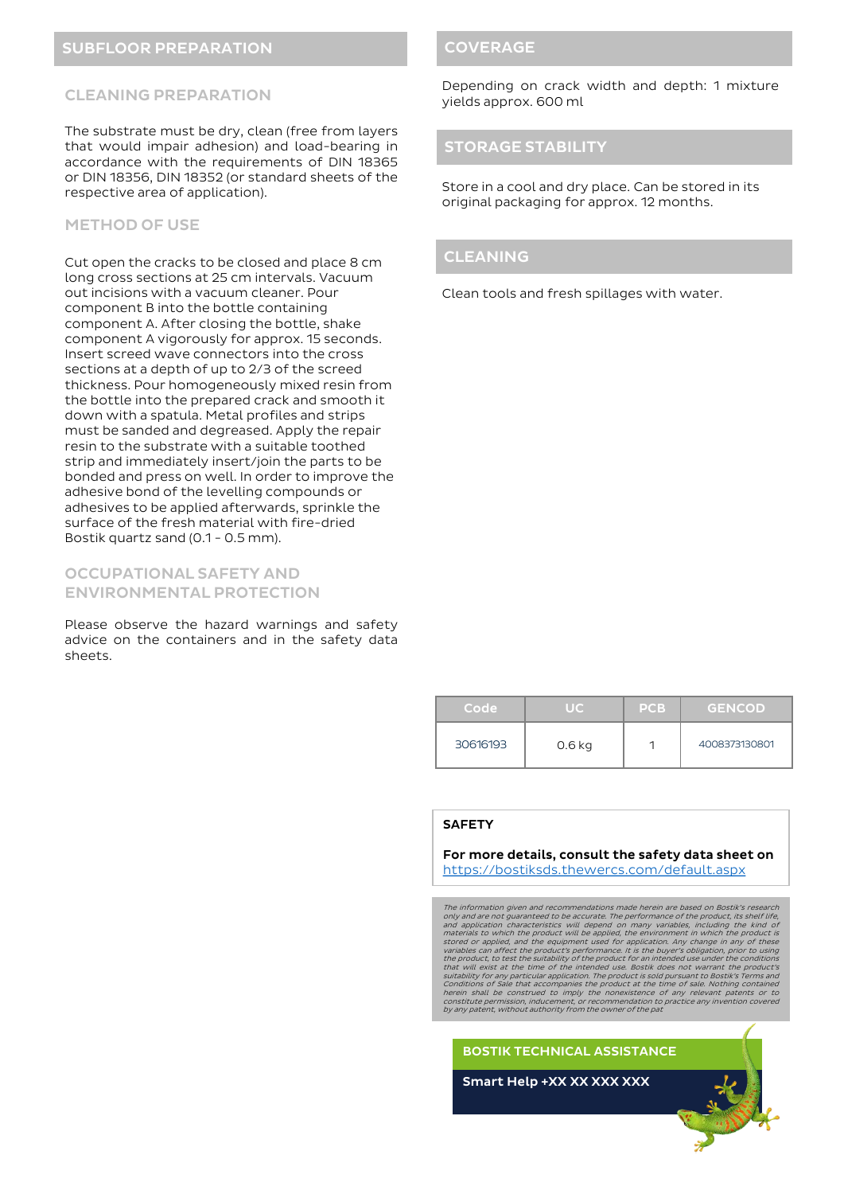## SUBFLOOR PREPARATION

### CLEANING PREPARATION

The substrate must be dry, clean (free from layers that would impair adhesion) and load-bearing in accordance with the requirements of DIN 18365 or DIN 18356, DIN 18352 (or standard sheets of the respective area of application).

### METHOD OF USE

Cut open the cracks to be closed and place 8 cm long cross sections at 25 cm intervals. Vacuum out incisions with a vacuum cleaner. Pour component B into the bottle containing component A. After closing the bottle, shake component A vigorously for approx. 15 seconds. Insert screed wave connectors into the cross sections at a depth of up to 2/3 of the screed thickness. Pour homogeneously mixed resin from the bottle into the prepared crack and smooth it down with a spatula. Metal profiles and strips must be sanded and degreased. Apply the repair resin to the substrate with a suitable toothed strip and immediately insert/join the parts to be bonded and press on well. In order to improve the adhesive bond of the levelling compounds or adhesives to be applied afterwards, sprinkle the surface of the fresh material with fire-dried Bostik quartz sand (0.1 - 0.5 mm).

### OCCUPATIONAL SAFETY AND ENVIRONMENTAL PROTECTION

Please observe the hazard warnings and safety advice on the containers and in the safety data sheets.

## COVERAGE

Depending on crack width and depth: 1 mixture yields approx. 600 ml

## STORAGE STABILITY

Store in a cool and dry place. Can be stored in its original packaging for approx. 12 months.

## CLEANING

Clean tools and fresh spillages with water.

| Code | UC | PCB | GENCOD |
| --- | --- | --- | --- |
| 30616193 | 0.6 kg | 1 | 4008373130801 |

**SAFETY**

**For more details, consult the safety data sheet on** https://bostiksds.thewercs.com/default.aspx

*The information given and recommendations made herein are based on Bostik's research only and are not guaranteed to be accurate. The performance of the product, its shelf life, and application characteristics will depend on many variables, including the kind of materials to which the product will be applied, the environment in which the product is stored or applied, and the equipment used for application. Any change in any of these variables can affect the product's performance. It is the buyer's obligation, prior to using the product, to test the suitability of the product for an intended use under the conditions that will exist at the time of the intended use. Bostik does not warrant the product's suitability for any particular application. The product is sold pursuant to Bostik's Terms and Conditions of Sale that accompanies the product at the time of sale. Nothing contained herein shall be construed to imply the nonexistence of any relevant patents or to constitute permission, inducement, or recommendation to practice any invention covered by any patent, without authority from the owner of the pat*

**BOSTIK TECHNICAL ASSISTANCE**

**Smart Help +XX XX XXX XXX**